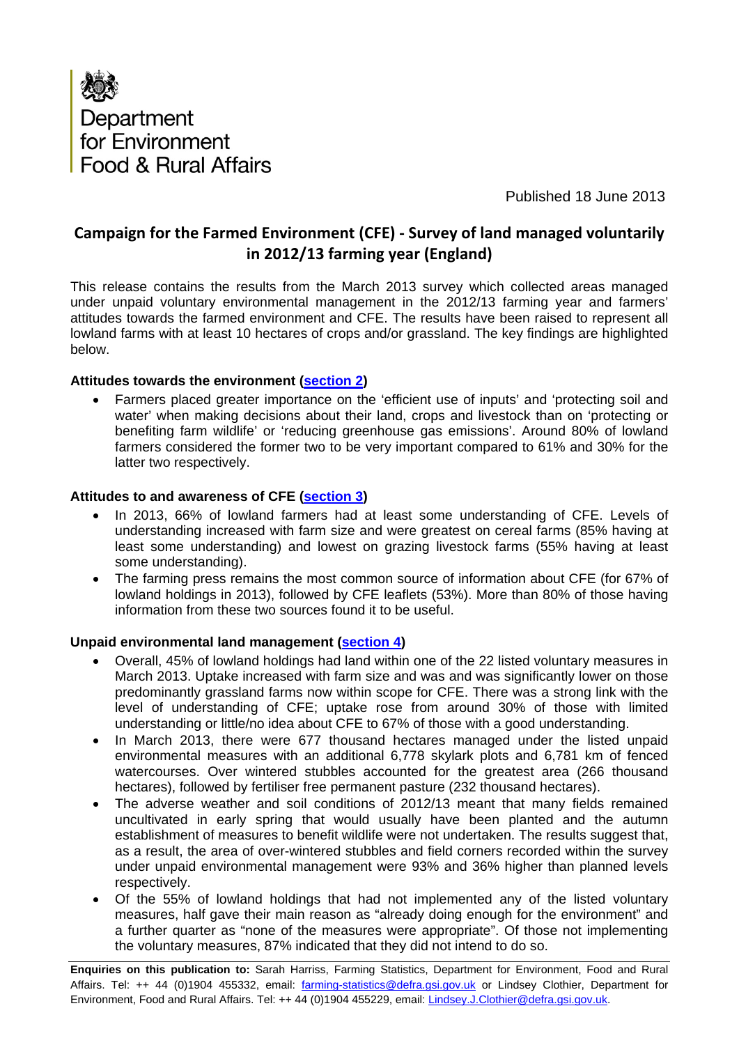Department for Environment Food & Rural Affairs

Published 18 June 2013

# Campaign for the Farmed Environment (CFE) - Survey of land managed voluntarily in 2012/13 farming year (England)

This release contains the results from the March 2013 survey which collected areas managed under unpaid voluntary environmental management in the 2012/13 farming year and farmers' attitudes towards the farmed environment and CFE. The results have been raised to represent all lowland farms with at least 10 hectares of crops and/or grassland. The key findings are highlighted below.

**Attitudes towards the environment (section 2)**

- Farmers placed greater importance on the 'efficient use of inputs' and 'protecting soil and water' when making decisions about their land, crops and livestock than on 'protecting or benefiting farm wildlife' or 'reducing greenhouse gas emissions'. Around 80% of lowland farmers considered the former two to be very important compared to 61% and 30% for the latter two respectively.

**Attitudes to and awareness of CFE (section 3)**

- In 2013, 66% of lowland farmers had at least some understanding of CFE. Levels of understanding increased with farm size and were greatest on cereal farms (85% having at least some understanding) and lowest on grazing livestock farms (55% having at least some understanding).
- The farming press remains the most common source of information about CFE (for 67% of lowland holdings in 2013), followed by CFE leaflets (53%). More than 80% of those having information from these two sources found it to be useful.

**Unpaid environmental land management (section 4)**

- Overall, 45% of lowland holdings had land within one of the 22 listed voluntary measures in March 2013. Uptake increased with farm size and was and was significantly lower on those predominantly grassland farms now within scope for CFE. There was a strong link with the level of understanding of CFE; uptake rose from around 30% of those with limited understanding or little/no idea about CFE to 67% of those with a good understanding.
- In March 2013, there were 677 thousand hectares managed under the listed unpaid environmental measures with an additional 6,778 skylark plots and 6,781 km of fenced watercourses. Over wintered stubbles accounted for the greatest area (266 thousand hectares), followed by fertiliser free permanent pasture (232 thousand hectares).
- The adverse weather and soil conditions of 2012/13 meant that many fields remained uncultivated in early spring that would usually have been planted and the autumn establishment of measures to benefit wildlife were not undertaken. The results suggest that, as a result, the area of over-wintered stubbles and field corners recorded within the survey under unpaid environmental management were 93% and 36% higher than planned levels respectively.
- Of the 55% of lowland holdings that had not implemented any of the listed voluntary measures, half gave their main reason as "already doing enough for the environment" and a further quarter as "none of the measures were appropriate". Of those not implementing the voluntary measures, 87% indicated that they did not intend to do so.

**Enquiries on this publication to:** Sarah Harriss, Farming Statistics, Department for Environment, Food and Rural Affairs. Tel: ++ 44 (0)1904 455332, email: farming-statistics@defra.gsi.gov.uk or Lindsey Clothier, Department for Environment, Food and Rural Affairs. Tel: ++ 44 (0)1904 455229, email: Lindsey.J.Clothier@defra.gsi.gov.uk.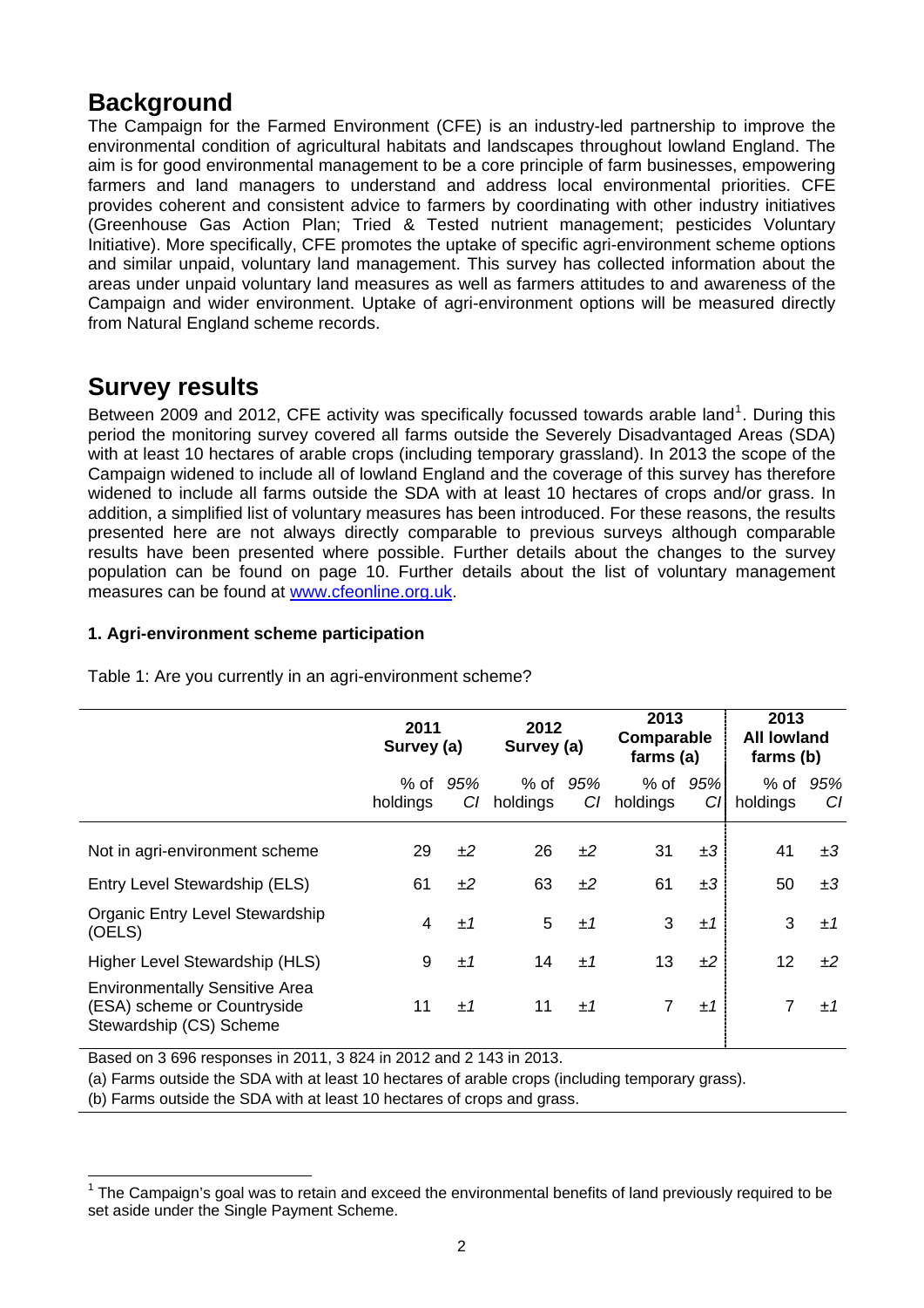## Background

The Campaign for the Farmed Environment (CFE) is an industry-led partnership to improve the environmental condition of agricultural habitats and landscapes throughout lowland England. The aim is for good environmental management to be a core principle of farm businesses, empowering farmers and land managers to understand and address local environmental priorities. CFE provides coherent and consistent advice to farmers by coordinating with other industry initiatives (Greenhouse Gas Action Plan; Tried & Tested nutrient management; pesticides Voluntary Initiative). More specifically, CFE promotes the uptake of specific agri-environment scheme options and similar unpaid, voluntary land management. This survey has collected information about the areas under unpaid voluntary land measures as well as farmers attitudes to and awareness of the Campaign and wider environment. Uptake of agri-environment options will be measured directly from Natural England scheme records.

## Survey results

Between 2009 and 2012, CFE activity was specifically focussed towards arable land[1]. During this period the monitoring survey covered all farms outside the Severely Disadvantaged Areas (SDA) with at least 10 hectares of arable crops (including temporary grassland). In 2013 the scope of the Campaign widened to include all of lowland England and the coverage of this survey has therefore widened to include all farms outside the SDA with at least 10 hectares of crops and/or grass. In addition, a simplified list of voluntary measures has been introduced. For these reasons, the results presented here are not always directly comparable to previous surveys although comparable results have been presented where possible. Further details about the changes to the survey population can be found on page 10. Further details about the list of voluntary management measures can be found at www.cfeonline.org.uk.

### 1. Agri-environment scheme participation

Table 1: Are you currently in an agri-environment scheme?

| | 2011 Survey (a) | | 2012 Survey (a) | | 2013 Comparable farms (a) | | 2013 All lowland farms (b) | |
|---|---|---|---|---|---|---|---|---|
| | % of holdings | *95% CI* | % of holdings | *95% CI* | % of holdings | *95% CI* | % of holdings | *95% CI* |
| Not in agri-environment scheme | 29 | *±2* | 26 | *±2* | 31 | *±3* | 41 | *±3* |
| Entry Level Stewardship (ELS) | 61 | *±2* | 63 | *±2* | 61 | *±3* | 50 | *±3* |
| Organic Entry Level Stewardship (OELS) | 4 | *±1* | 5 | *±1* | 3 | *±1* | 3 | *±1* |
| Higher Level Stewardship (HLS) | 9 | *±1* | 14 | *±1* | 13 | *±2* | 12 | *±2* |
| Environmentally Sensitive Area (ESA) scheme or Countryside Stewardship (CS) Scheme | 11 | *±1* | 11 | *±1* | 7 | *±1* | 7 | *±1* |

Based on 3 696 responses in 2011, 3 824 in 2012 and 2 143 in 2013.

(a) Farms outside the SDA with at least 10 hectares of arable crops (including temporary grass).

(b) Farms outside the SDA with at least 10 hectares of crops and grass.

[1] The Campaign's goal was to retain and exceed the environmental benefits of land previously required to be set aside under the Single Payment Scheme.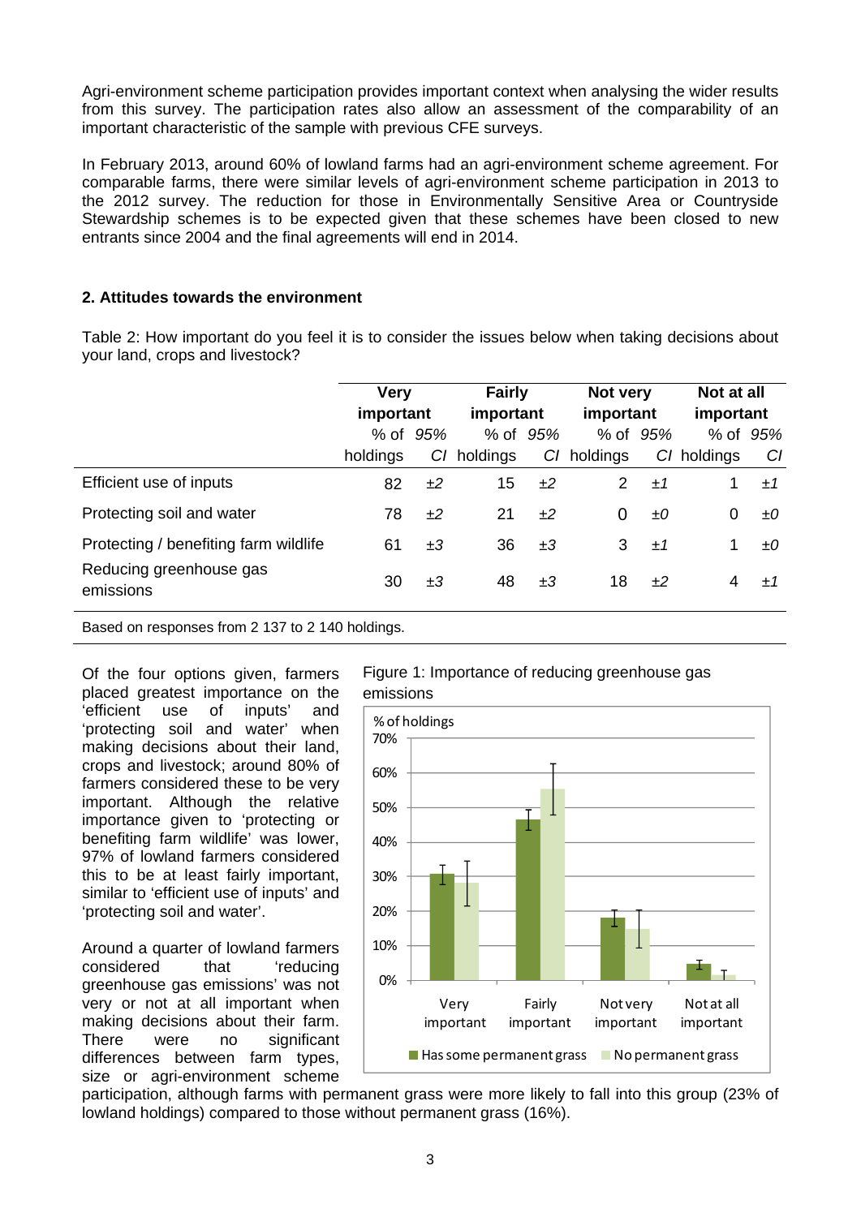Agri-environment scheme participation provides important context when analysing the wider results from this survey. The participation rates also allow an assessment of the comparability of an important characteristic of the sample with previous CFE surveys.

In February 2013, around 60% of lowland farms had an agri-environment scheme agreement. For comparable farms, there were similar levels of agri-environment scheme participation in 2013 to the 2012 survey. The reduction for those in Environmentally Sensitive Area or Countryside Stewardship schemes is to be expected given that these schemes have been closed to new entrants since 2004 and the final agreements will end in 2014.

## 2. Attitudes towards the environment

Table 2: How important do you feel it is to consider the issues below when taking decisions about your land, crops and livestock?

| | Very important | | Fairly important | | Not very important | | Not at all important | |
|---|---|---|---|---|---|---|---|---|
| | % of holdings | *95% CI* | % of holdings | *95% CI* | % of holdings | *95% CI* | % of holdings | *95% CI* |
| Efficient use of inputs | 82 | *±2* | 15 | *±2* | 2 | *±1* | 1 | *±1* |
| Protecting soil and water | 78 | *±2* | 21 | *±2* | 0 | *±0* | 0 | *±0* |
| Protecting / benefiting farm wildlife | 61 | *±3* | 36 | *±3* | 3 | *±1* | 1 | *±0* |
| Reducing greenhouse gas emissions | 30 | *±3* | 48 | *±3* | 18 | *±2* | 4 | *±1* |

Based on responses from 2 137 to 2 140 holdings.

Of the four options given, farmers placed greatest importance on the 'efficient use of inputs' and 'protecting soil and water' when making decisions about their land, crops and livestock; around 80% of farmers considered these to be very important. Although the relative importance given to 'protecting or benefiting farm wildlife' was lower, 97% of lowland farmers considered this to be at least fairly important, similar to 'efficient use of inputs' and 'protecting soil and water'.

Around a quarter of lowland farmers considered that 'reducing greenhouse gas emissions' was not very or not at all important when making decisions about their farm. There were no significant differences between farm types, size or agri-environment scheme participation, although farms with permanent grass were more likely to fall into this group (23% of lowland holdings) compared to those without permanent grass (16%).

Figure 1: Importance of reducing greenhouse gas emissions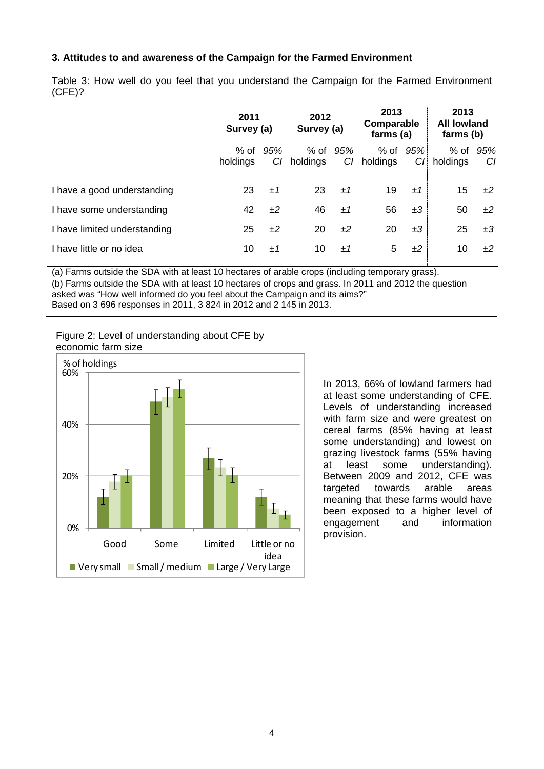### 3. Attitudes to and awareness of the Campaign for the Farmed Environment

Table 3: How well do you feel that you understand the Campaign for the Farmed Environment (CFE)?

| | 2011 Survey (a) | | 2012 Survey (a) | | 2013 Comparable farms (a) | | 2013 All lowland farms (b) | |
|---|---|---|---|---|---|---|---|---|
| | % of holdings | *95% CI* | % of holdings | *95% CI* | % of holdings | *95% CI* | % of holdings | *95% CI* |
| I have a good understanding | 23 | *±1* | 23 | *±1* | 19 | *±1* | 15 | *±2* |
| I have some understanding | 42 | *±2* | 46 | *±1* | 56 | *±3* | 50 | *±2* |
| I have limited understanding | 25 | *±2* | 20 | *±2* | 20 | *±3* | 25 | *±3* |
| I have little or no idea | 10 | *±1* | 10 | *±1* | 5 | *±2* | 10 | *±2* |

(a) Farms outside the SDA with at least 10 hectares of arable crops (including temporary grass).
(b) Farms outside the SDA with at least 10 hectares of crops and grass. In 2011 and 2012 the question asked was "How well informed do you feel about the Campaign and its aims?"
Based on 3 696 responses in 2011, 3 824 in 2012 and 2 145 in 2013.

Figure 2: Level of understanding about CFE by economic farm size

In 2013, 66% of lowland farmers had at least some understanding of CFE. Levels of understanding increased with farm size and were greatest on cereal farms (85% having at least some understanding) and lowest on grazing livestock farms (55% having at least some understanding). Between 2009 and 2012, CFE was targeted towards arable areas meaning that these farms would have been exposed to a higher level of engagement and information provision.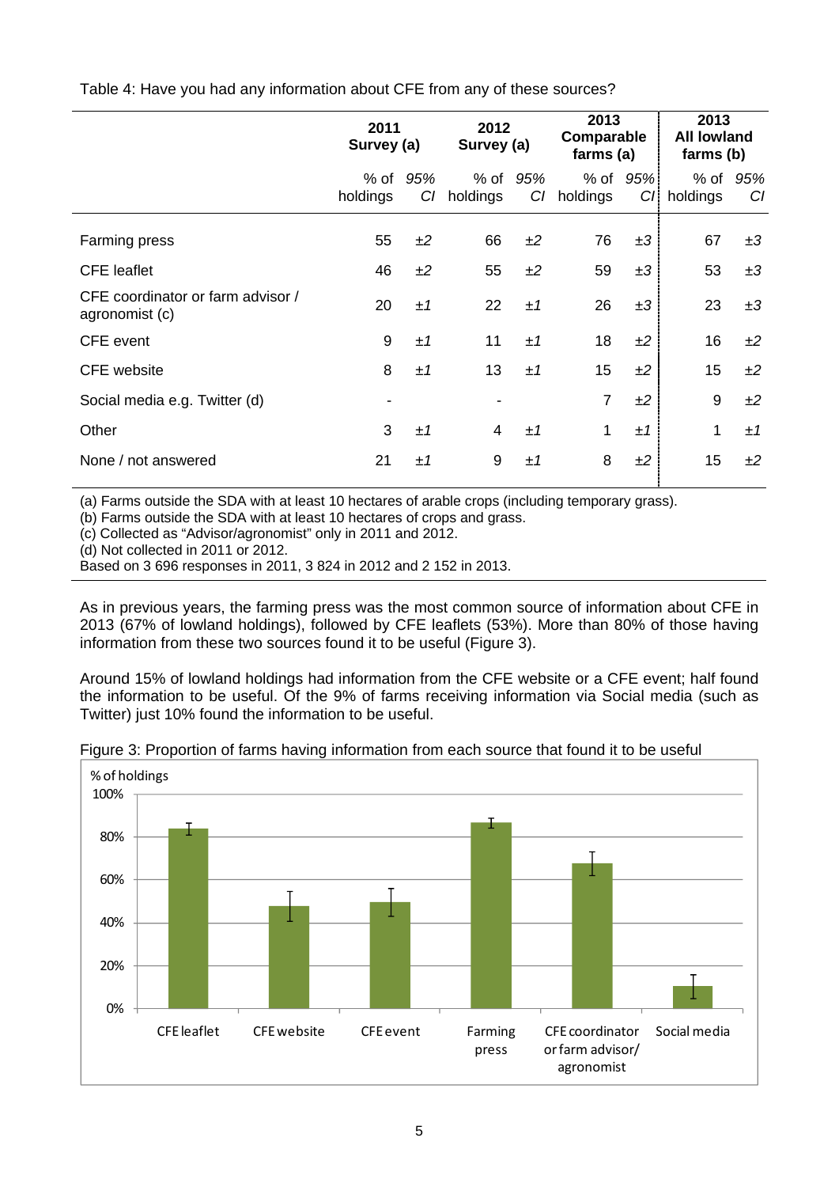Table 4: Have you had any information about CFE from any of these sources?

| | 2011 Survey (a) | | 2012 Survey (a) | | 2013 Comparable farms (a) | | 2013 All lowland farms (b) | |
|---|---|---|---|---|---|---|---|---|
| | % of holdings | *95% CI* | % of holdings | *95% CI* | % of holdings | *95% CI* | % of holdings | *95% CI* |
| Farming press | 55 | *±2* | 66 | *±2* | 76 | *±3* | 67 | *±3* |
| CFE leaflet | 46 | *±2* | 55 | *±2* | 59 | *±3* | 53 | *±3* |
| CFE coordinator or farm advisor / agronomist (c) | 20 | *±1* | 22 | *±1* | 26 | *±3* | 23 | *±3* |
| CFE event | 9 | *±1* | 11 | *±1* | 18 | *±2* | 16 | *±2* |
| CFE website | 8 | *±1* | 13 | *±1* | 15 | *±2* | 15 | *±2* |
| Social media e.g. Twitter (d) | - | | - | | 7 | *±2* | 9 | *±2* |
| Other | 3 | *±1* | 4 | *±1* | 1 | *±1* | 1 | *±1* |
| None / not answered | 21 | *±1* | 9 | *±1* | 8 | *±2* | 15 | *±2* |

(a) Farms outside the SDA with at least 10 hectares of arable crops (including temporary grass).
(b) Farms outside the SDA with at least 10 hectares of crops and grass.
(c) Collected as "Advisor/agronomist" only in 2011 and 2012.
(d) Not collected in 2011 or 2012.
Based on 3 696 responses in 2011, 3 824 in 2012 and 2 152 in 2013.

As in previous years, the farming press was the most common source of information about CFE in 2013 (67% of lowland holdings), followed by CFE leaflets (53%). More than 80% of those having information from these two sources found it to be useful (Figure 3).

Around 15% of lowland holdings had information from the CFE website or a CFE event; half found the information to be useful. Of the 9% of farms receiving information via Social media (such as Twitter) just 10% found the information to be useful.

Figure 3: Proportion of farms having information from each source that found it to be useful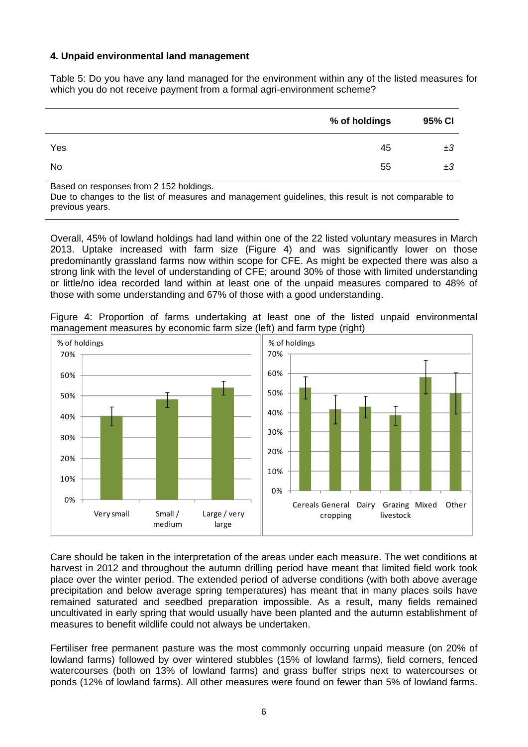**4. Unpaid environmental land management**

Table 5: Do you have any land managed for the environment within any of the listed measures for which you do not receive payment from a formal agri-environment scheme?

| | % of holdings | 95% CI |
|---|---|---|
| Yes | 45 | ±3 |
| No | 55 | ±3 |

Based on responses from 2 152 holdings.
Due to changes to the list of measures and management guidelines, this result is not comparable to previous years.

Overall, 45% of lowland holdings had land within one of the 22 listed voluntary measures in March 2013. Uptake increased with farm size (Figure 4) and was significantly lower on those predominantly grassland farms now within scope for CFE. As might be expected there was also a strong link with the level of understanding of CFE; around 30% of those with limited understanding or little/no idea recorded land within at least one of the unpaid measures compared to 48% of those with some understanding and 67% of those with a good understanding.

Figure 4: Proportion of farms undertaking at least one of the listed unpaid environmental management measures by economic farm size (left) and farm type (right)

Care should be taken in the interpretation of the areas under each measure. The wet conditions at harvest in 2012 and throughout the autumn drilling period have meant that limited field work took place over the winter period. The extended period of adverse conditions (with both above average precipitation and below average spring temperatures) has meant that in many places soils have remained saturated and seedbed preparation impossible. As a result, many fields remained uncultivated in early spring that would usually have been planted and the autumn establishment of measures to benefit wildlife could not always be undertaken.

Fertiliser free permanent pasture was the most commonly occurring unpaid measure (on 20% of lowland farms) followed by over wintered stubbles (15% of lowland farms), field corners, fenced watercourses (both on 13% of lowland farms) and grass buffer strips next to watercourses or ponds (12% of lowland farms). All other measures were found on fewer than 5% of lowland farms.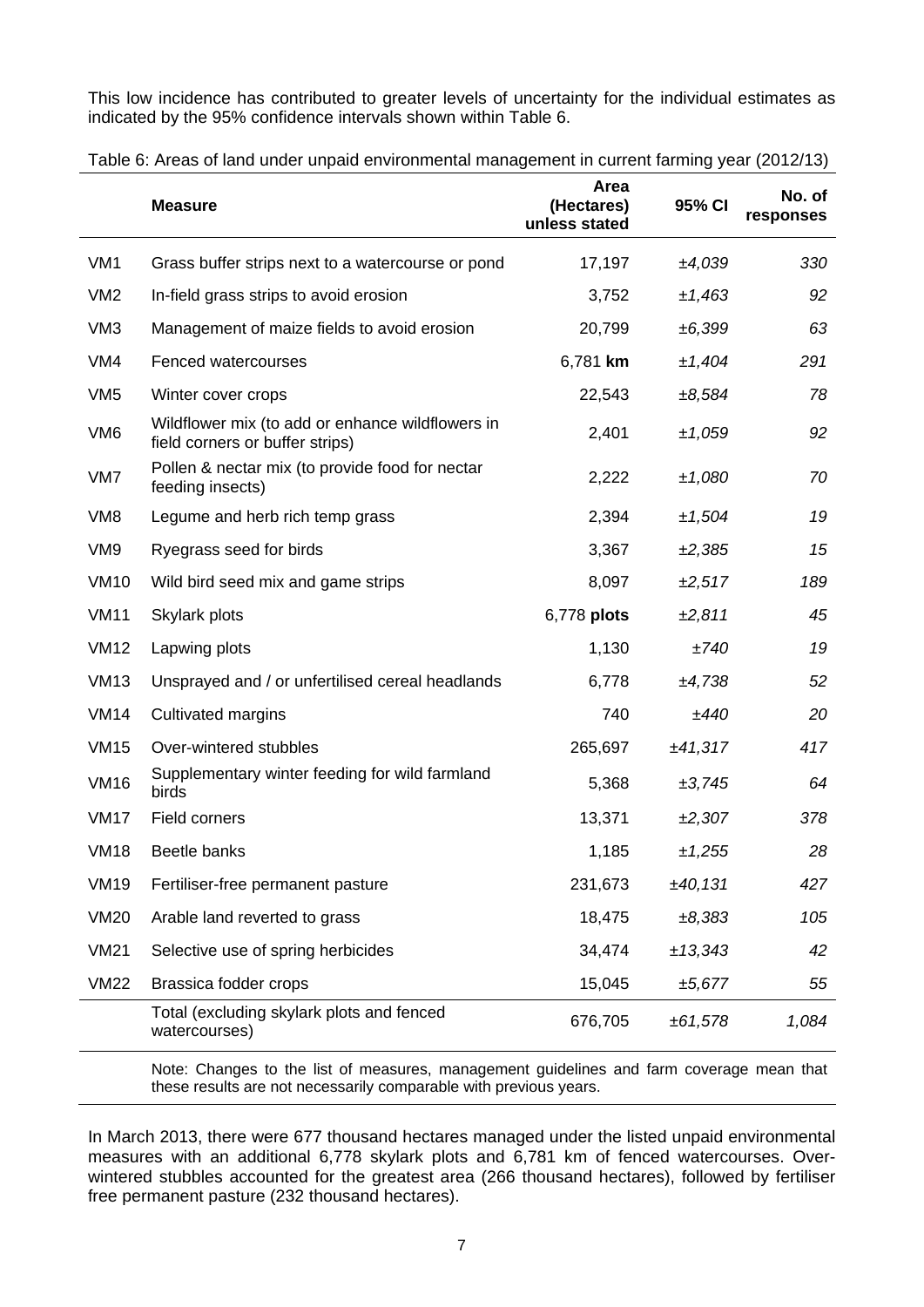This low incidence has contributed to greater levels of uncertainty for the individual estimates as indicated by the 95% confidence intervals shown within Table 6.

Table 6: Areas of land under unpaid environmental management in current farming year (2012/13)

| | **Measure** | **Area (Hectares) unless stated** | **95% CI** | **No. of responses** |
|---|---|---|---|---|
| VM1 | Grass buffer strips next to a watercourse or pond | 17,197 | *±4,039* | *330* |
| VM2 | In-field grass strips to avoid erosion | 3,752 | *±1,463* | *92* |
| VM3 | Management of maize fields to avoid erosion | 20,799 | *±6,399* | *63* |
| VM4 | Fenced watercourses | 6,781 **km** | *±1,404* | *291* |
| VM5 | Winter cover crops | 22,543 | *±8,584* | *78* |
| VM6 | Wildflower mix (to add or enhance wildflowers in field corners or buffer strips) | 2,401 | *±1,059* | *92* |
| VM7 | Pollen & nectar mix (to provide food for nectar feeding insects) | 2,222 | *±1,080* | *70* |
| VM8 | Legume and herb rich temp grass | 2,394 | *±1,504* | *19* |
| VM9 | Ryegrass seed for birds | 3,367 | *±2,385* | *15* |
| VM10 | Wild bird seed mix and game strips | 8,097 | *±2,517* | *189* |
| VM11 | Skylark plots | 6,778 **plots** | *±2,811* | *45* |
| VM12 | Lapwing plots | 1,130 | *±740* | *19* |
| VM13 | Unsprayed and / or unfertilised cereal headlands | 6,778 | *±4,738* | *52* |
| VM14 | Cultivated margins | 740 | *±440* | *20* |
| VM15 | Over-wintered stubbles | 265,697 | *±41,317* | *417* |
| VM16 | Supplementary winter feeding for wild farmland birds | 5,368 | *±3,745* | *64* |
| VM17 | Field corners | 13,371 | *±2,307* | *378* |
| VM18 | Beetle banks | 1,185 | *±1,255* | *28* |
| VM19 | Fertiliser-free permanent pasture | 231,673 | *±40,131* | *427* |
| VM20 | Arable land reverted to grass | 18,475 | *±8,383* | *105* |
| VM21 | Selective use of spring herbicides | 34,474 | *±13,343* | *42* |
| VM22 | Brassica fodder crops | 15,045 | *±5,677* | *55* |
| | Total (excluding skylark plots and fenced watercourses) | 676,705 | *±61,578* | *1,084* |

Note: Changes to the list of measures, management guidelines and farm coverage mean that these results are not necessarily comparable with previous years.

In March 2013, there were 677 thousand hectares managed under the listed unpaid environmental measures with an additional 6,778 skylark plots and 6,781 km of fenced watercourses. Over-wintered stubbles accounted for the greatest area (266 thousand hectares), followed by fertiliser free permanent pasture (232 thousand hectares).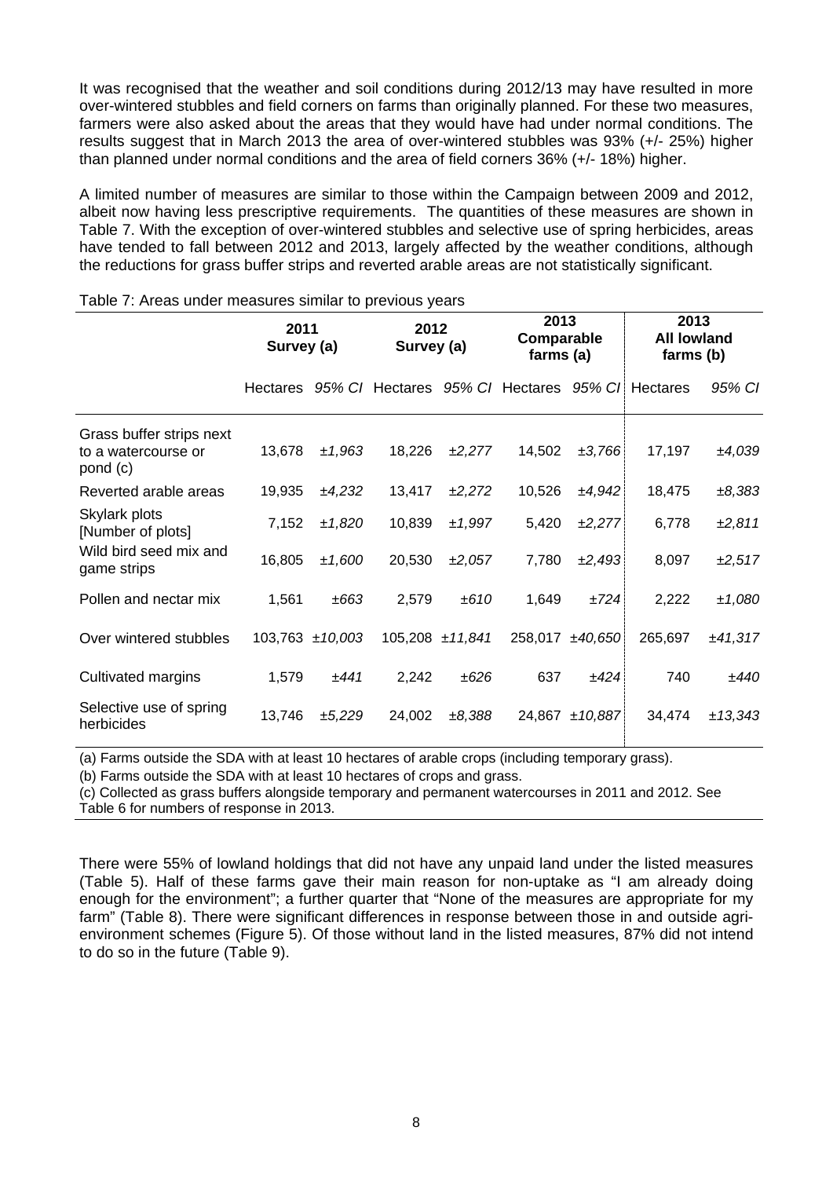It was recognised that the weather and soil conditions during 2012/13 may have resulted in more over-wintered stubbles and field corners on farms than originally planned. For these two measures, farmers were also asked about the areas that they would have had under normal conditions. The results suggest that in March 2013 the area of over-wintered stubbles was 93% (+/- 25%) higher than planned under normal conditions and the area of field corners 36% (+/- 18%) higher.

A limited number of measures are similar to those within the Campaign between 2009 and 2012, albeit now having less prescriptive requirements. The quantities of these measures are shown in Table 7. With the exception of over-wintered stubbles and selective use of spring herbicides, areas have tended to fall between 2012 and 2013, largely affected by the weather conditions, although the reductions for grass buffer strips and reverted arable areas are not statistically significant.

Table 7: Areas under measures similar to previous years

| | 2011 Survey (a) | | 2012 Survey (a) | | 2013 Comparable farms (a) | | 2013 All lowland farms (b) | |
|---|---|---|---|---|---|---|---|---|
| | Hectares | *95% CI* | Hectares | *95% CI* | Hectares | *95% CI* | Hectares | *95% CI* |
| Grass buffer strips next to a watercourse or pond (c) | 13,678 | *±1,963* | 18,226 | *±2,277* | 14,502 | *±3,766* | 17,197 | *±4,039* |
| Reverted arable areas | 19,935 | *±4,232* | 13,417 | *±2,272* | 10,526 | *±4,942* | 18,475 | *±8,383* |
| Skylark plots [Number of plots] | 7,152 | *±1,820* | 10,839 | *±1,997* | 5,420 | *±2,277* | 6,778 | *±2,811* |
| Wild bird seed mix and game strips | 16,805 | *±1,600* | 20,530 | *±2,057* | 7,780 | *±2,493* | 8,097 | *±2,517* |
| Pollen and nectar mix | 1,561 | *±663* | 2,579 | *±610* | 1,649 | *±724* | 2,222 | *±1,080* |
| Over wintered stubbles | 103,763 | *±10,003* | 105,208 | *±11,841* | 258,017 | *±40,650* | 265,697 | *±41,317* |
| Cultivated margins | 1,579 | *±441* | 2,242 | *±626* | 637 | *±424* | 740 | *±440* |
| Selective use of spring herbicides | 13,746 | *±5,229* | 24,002 | *±8,388* | 24,867 | *±10,887* | 34,474 | *±13,343* |

(a) Farms outside the SDA with at least 10 hectares of arable crops (including temporary grass).

(b) Farms outside the SDA with at least 10 hectares of crops and grass.

(c) Collected as grass buffers alongside temporary and permanent watercourses in 2011 and 2012. See Table 6 for numbers of response in 2013.

There were 55% of lowland holdings that did not have any unpaid land under the listed measures (Table 5). Half of these farms gave their main reason for non-uptake as "I am already doing enough for the environment"; a further quarter that "None of the measures are appropriate for my farm" (Table 8). There were significant differences in response between those in and outside agri-environment schemes (Figure 5). Of those without land in the listed measures, 87% did not intend to do so in the future (Table 9).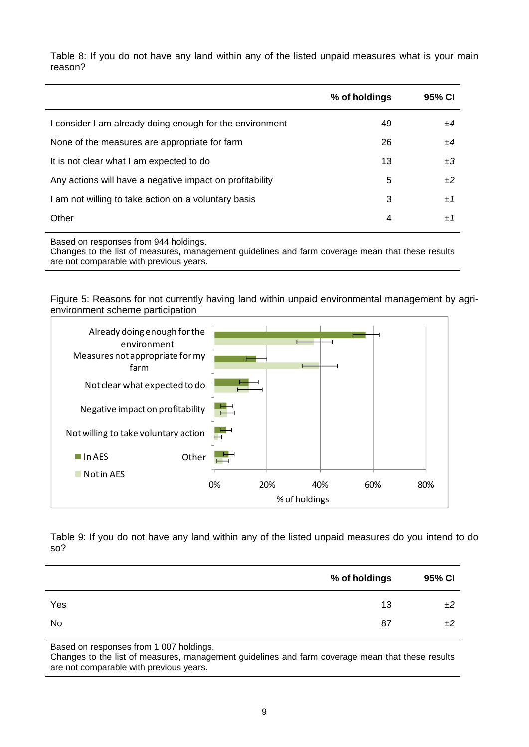Table 8: If you do not have any land within any of the listed unpaid measures what is your main reason?

| | % of holdings | 95% CI |
|---|---|---|
| I consider I am already doing enough for the environment | 49 | *±4* |
| None of the measures are appropriate for farm | 26 | *±4* |
| It is not clear what I am expected to do | 13 | *±3* |
| Any actions will have a negative impact on profitability | 5 | *±2* |
| I am not willing to take action on a voluntary basis | 3 | *±1* |
| Other | 4 | *±1* |

Based on responses from 944 holdings.
Changes to the list of measures, management guidelines and farm coverage mean that these results are not comparable with previous years.

Figure 5: Reasons for not currently having land within unpaid environmental management by agri-environment scheme participation

Table 9: If you do not have any land within any of the listed unpaid measures do you intend to do so?

| | % of holdings | 95% CI |
|---|---|---|
| Yes | 13 | *±2* |
| No | 87 | *±2* |

Based on responses from 1 007 holdings.
Changes to the list of measures, management guidelines and farm coverage mean that these results are not comparable with previous years.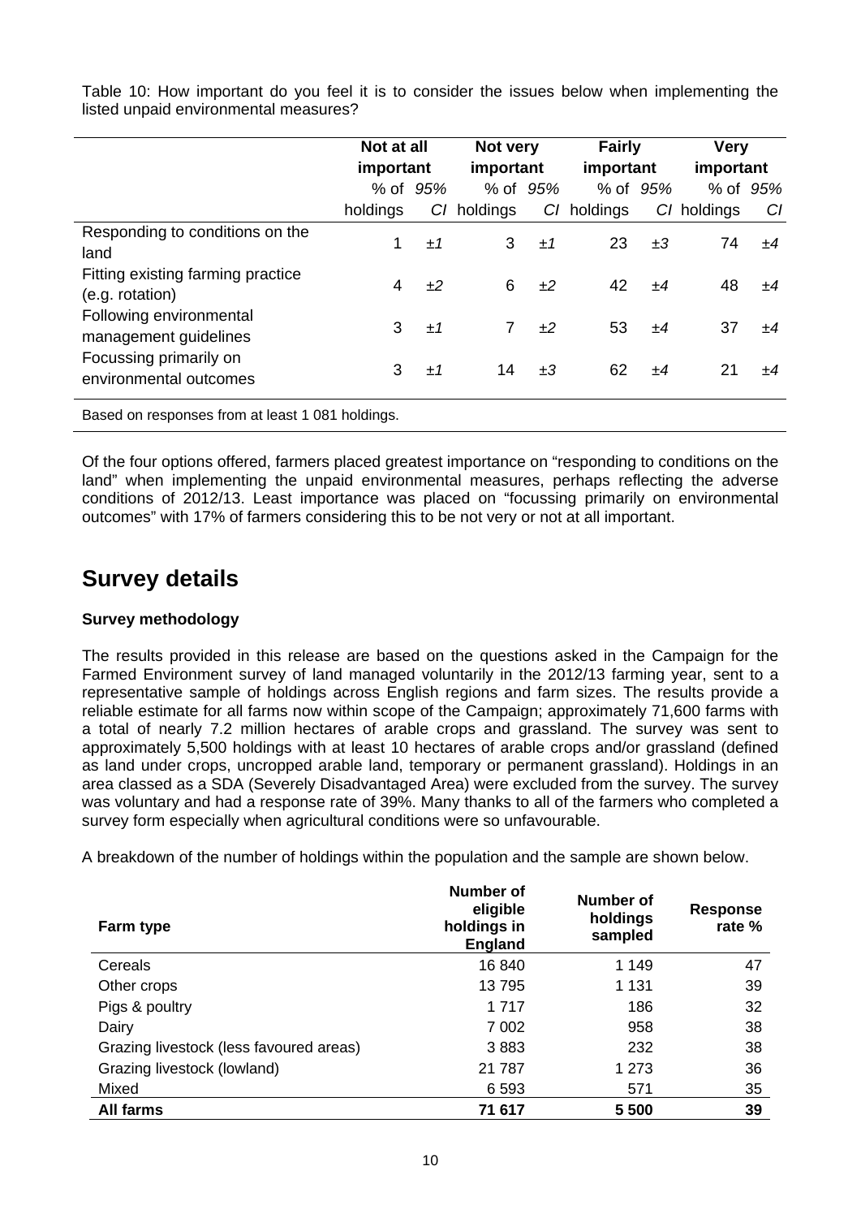Table 10: How important do you feel it is to consider the issues below when implementing the listed unpaid environmental measures?

| | Not at all important | | Not very important | | Fairly important | | Very important | |
|---|---|---|---|---|---|---|---|---|
| | % of holdings | *95% CI* | % of holdings | *95% CI* | % of holdings | *95% CI* | % of holdings | *95% CI* |
| Responding to conditions on the land | 1 | *±1* | 3 | *±1* | 23 | *±3* | 74 | *±4* |
| Fitting existing farming practice (e.g. rotation) | 4 | *±2* | 6 | *±2* | 42 | *±4* | 48 | *±4* |
| Following environmental management guidelines | 3 | *±1* | 7 | *±2* | 53 | *±4* | 37 | *±4* |
| Focussing primarily on environmental outcomes | 3 | *±1* | 14 | *±3* | 62 | *±4* | 21 | *±4* |

Based on responses from at least 1 081 holdings.

Of the four options offered, farmers placed greatest importance on "responding to conditions on the land" when implementing the unpaid environmental measures, perhaps reflecting the adverse conditions of 2012/13. Least importance was placed on "focussing primarily on environmental outcomes" with 17% of farmers considering this to be not very or not at all important.

# Survey details

**Survey methodology**

The results provided in this release are based on the questions asked in the Campaign for the Farmed Environment survey of land managed voluntarily in the 2012/13 farming year, sent to a representative sample of holdings across English regions and farm sizes. The results provide a reliable estimate for all farms now within scope of the Campaign; approximately 71,600 farms with a total of nearly 7.2 million hectares of arable crops and grassland. The survey was sent to approximately 5,500 holdings with at least 10 hectares of arable crops and/or grassland (defined as land under crops, uncropped arable land, temporary or permanent grassland). Holdings in an area classed as a SDA (Severely Disadvantaged Area) were excluded from the survey. The survey was voluntary and had a response rate of 39%. Many thanks to all of the farmers who completed a survey form especially when agricultural conditions were so unfavourable.

A breakdown of the number of holdings within the population and the sample are shown below.

| Farm type | Number of eligible holdings in England | Number of holdings sampled | Response rate % |
|---|---|---|---|
| Cereals | 16 840 | 1 149 | 47 |
| Other crops | 13 795 | 1 131 | 39 |
| Pigs & poultry | 1 717 | 186 | 32 |
| Dairy | 7 002 | 958 | 38 |
| Grazing livestock (less favoured areas) | 3 883 | 232 | 38 |
| Grazing livestock (lowland) | 21 787 | 1 273 | 36 |
| Mixed | 6 593 | 571 | 35 |
| **All farms** | **71 617** | **5 500** | **39** |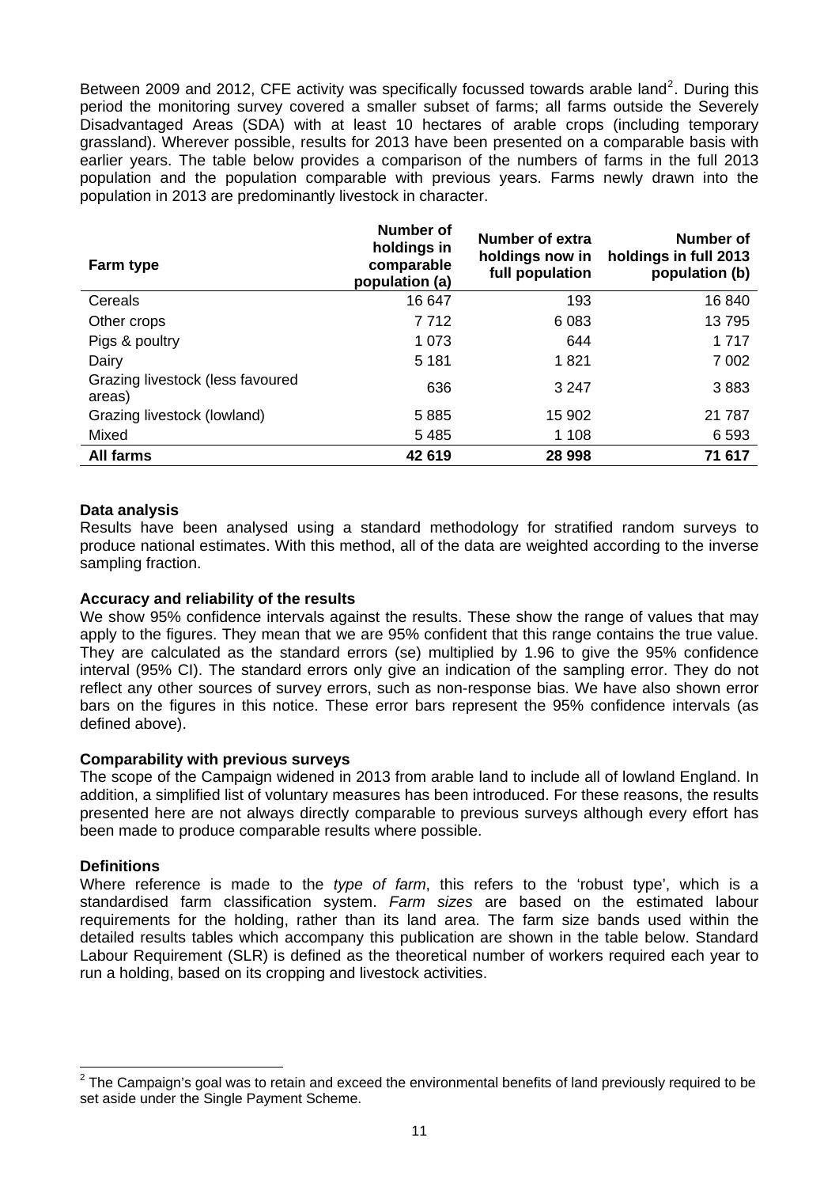Between 2009 and 2012, CFE activity was specifically focussed towards arable land[2]. During this period the monitoring survey covered a smaller subset of farms; all farms outside the Severely Disadvantaged Areas (SDA) with at least 10 hectares of arable crops (including temporary grassland). Wherever possible, results for 2013 have been presented on a comparable basis with earlier years. The table below provides a comparison of the numbers of farms in the full 2013 population and the population comparable with previous years. Farms newly drawn into the population in 2013 are predominantly livestock in character.

| Farm type | Number of holdings in comparable population (a) | Number of extra holdings now in full population | Number of holdings in full 2013 population (b) |
|---|---|---|---|
| Cereals | 16 647 | 193 | 16 840 |
| Other crops | 7 712 | 6 083 | 13 795 |
| Pigs & poultry | 1 073 | 644 | 1 717 |
| Dairy | 5 181 | 1 821 | 7 002 |
| Grazing livestock (less favoured areas) | 636 | 3 247 | 3 883 |
| Grazing livestock (lowland) | 5 885 | 15 902 | 21 787 |
| Mixed | 5 485 | 1 108 | 6 593 |
| **All farms** | **42 619** | **28 998** | **71 617** |

**Data analysis**

Results have been analysed using a standard methodology for stratified random surveys to produce national estimates. With this method, all of the data are weighted according to the inverse sampling fraction.

**Accuracy and reliability of the results**

We show 95% confidence intervals against the results. These show the range of values that may apply to the figures. They mean that we are 95% confident that this range contains the true value. They are calculated as the standard errors (se) multiplied by 1.96 to give the 95% confidence interval (95% CI). The standard errors only give an indication of the sampling error. They do not reflect any other sources of survey errors, such as non-response bias. We have also shown error bars on the figures in this notice. These error bars represent the 95% confidence intervals (as defined above).

**Comparability with previous surveys**

The scope of the Campaign widened in 2013 from arable land to include all of lowland England. In addition, a simplified list of voluntary measures has been introduced. For these reasons, the results presented here are not always directly comparable to previous surveys although every effort has been made to produce comparable results where possible.

**Definitions**

Where reference is made to the *type of farm*, this refers to the 'robust type', which is a standardised farm classification system. *Farm sizes* are based on the estimated labour requirements for the holding, rather than its land area. The farm size bands used within the detailed results tables which accompany this publication are shown in the table below. Standard Labour Requirement (SLR) is defined as the theoretical number of workers required each year to run a holding, based on its cropping and livestock activities.

[2] The Campaign's goal was to retain and exceed the environmental benefits of land previously required to be set aside under the Single Payment Scheme.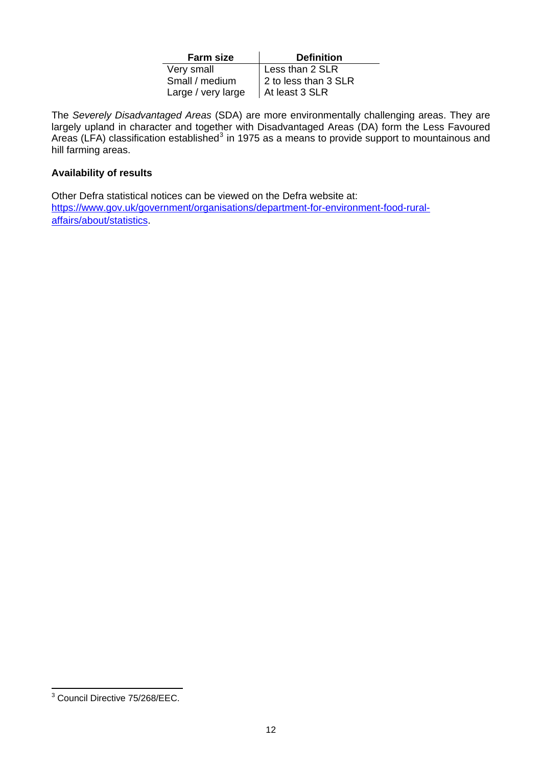| Farm size | Definition |
|---|---|
| Very small | Less than 2 SLR |
| Small / medium | 2 to less than 3 SLR |
| Large / very large | At least 3 SLR |

The *Severely Disadvantaged Areas* (SDA) are more environmentally challenging areas. They are largely upland in character and together with Disadvantaged Areas (DA) form the Less Favoured Areas (LFA) classification established[3] in 1975 as a means to provide support to mountainous and hill farming areas.

**Availability of results**

Other Defra statistical notices can be viewed on the Defra website at: https://www.gov.uk/government/organisations/department-for-environment-food-rural-affairs/about/statistics.

[3] Council Directive 75/268/EEC.